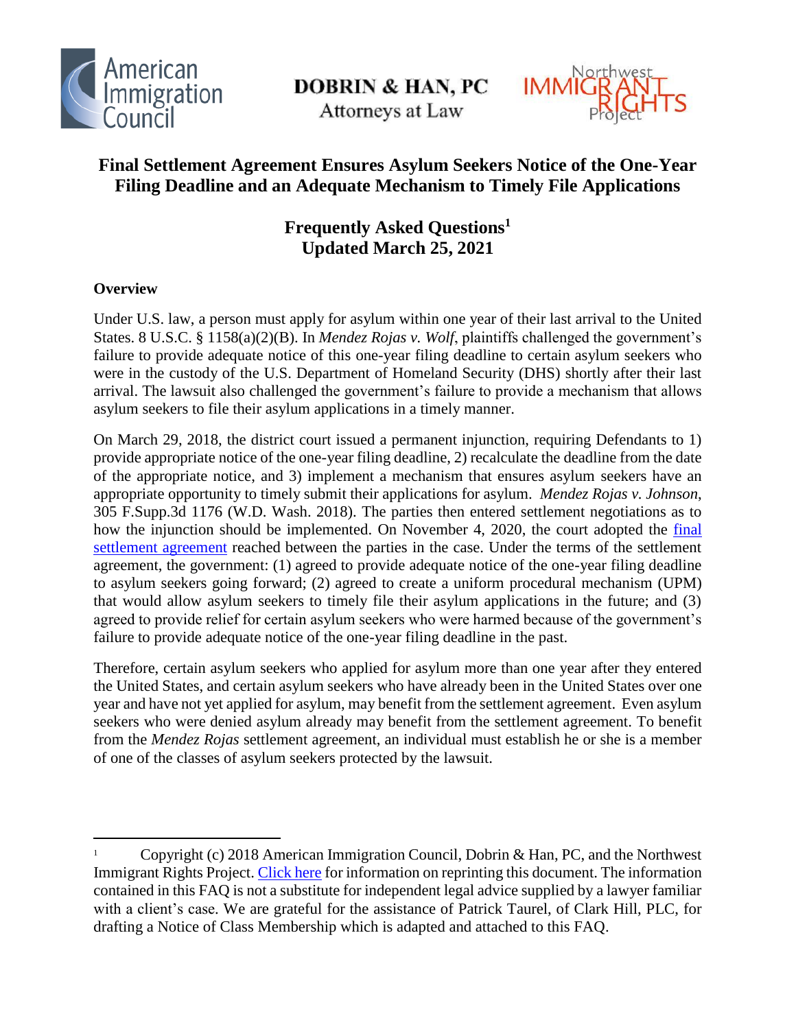American Immigration Council

DOBRIN & HAN, PC
Attorneys at Law

Northwest IMMIGRANT RIGHTS Project

# Final Settlement Agreement Ensures Asylum Seekers Notice of the One-Year Filing Deadline and an Adequate Mechanism to Timely File Applications

## Frequently Asked Questions[1]
## Updated March 25, 2021

**Overview**

Under U.S. law, a person must apply for asylum within one year of their last arrival to the United States. 8 U.S.C. § 1158(a)(2)(B). In *Mendez Rojas v. Wolf*, plaintiffs challenged the government's failure to provide adequate notice of this one-year filing deadline to certain asylum seekers who were in the custody of the U.S. Department of Homeland Security (DHS) shortly after their last arrival. The lawsuit also challenged the government's failure to provide a mechanism that allows asylum seekers to file their asylum applications in a timely manner.

On March 29, 2018, the district court issued a permanent injunction, requiring Defendants to 1) provide appropriate notice of the one-year filing deadline, 2) recalculate the deadline from the date of the appropriate notice, and 3) implement a mechanism that ensures asylum seekers have an appropriate opportunity to timely submit their applications for asylum. *Mendez Rojas v. Johnson*, 305 F.Supp.3d 1176 (W.D. Wash. 2018). The parties then entered settlement negotiations as to how the injunction should be implemented. On November 4, 2020, the court adopted the final settlement agreement reached between the parties in the case. Under the terms of the settlement agreement, the government: (1) agreed to provide adequate notice of the one-year filing deadline to asylum seekers going forward; (2) agreed to create a uniform procedural mechanism (UPM) that would allow asylum seekers to timely file their asylum applications in the future; and (3) agreed to provide relief for certain asylum seekers who were harmed because of the government's failure to provide adequate notice of the one-year filing deadline in the past.

Therefore, certain asylum seekers who applied for asylum more than one year after they entered the United States, and certain asylum seekers who have already been in the United States over one year and have not yet applied for asylum, may benefit from the settlement agreement. Even asylum seekers who were denied asylum already may benefit from the settlement agreement. To benefit from the *Mendez Rojas* settlement agreement, an individual must establish he or she is a member of one of the classes of asylum seekers protected by the lawsuit.

---

[1] Copyright (c) 2018 American Immigration Council, Dobrin & Han, PC, and the Northwest Immigrant Rights Project. Click here for information on reprinting this document. The information contained in this FAQ is not a substitute for independent legal advice supplied by a lawyer familiar with a client's case. We are grateful for the assistance of Patrick Taurel, of Clark Hill, PLC, for drafting a Notice of Class Membership which is adapted and attached to this FAQ.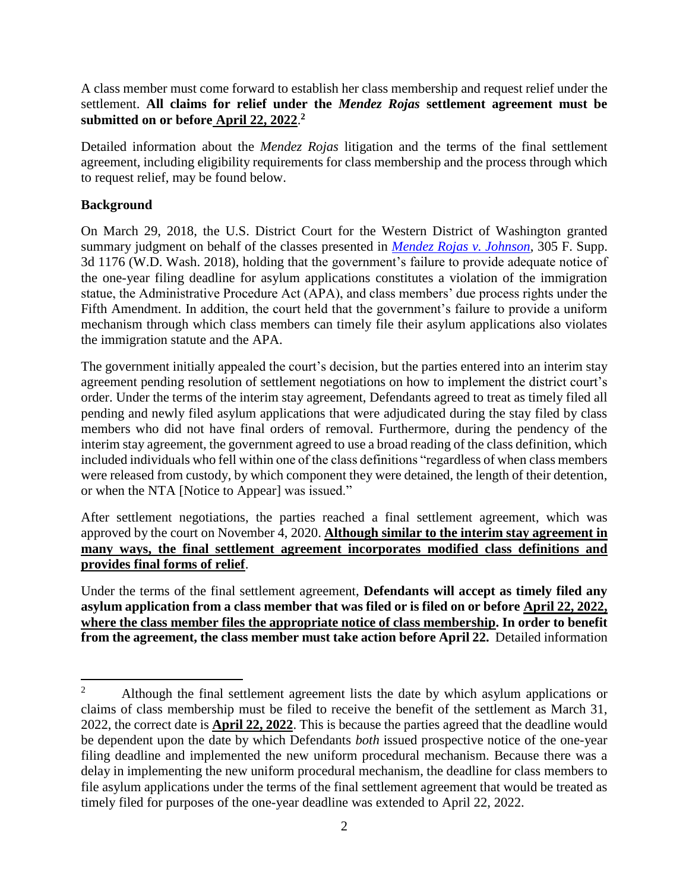A class member must come forward to establish her class membership and request relief under the settlement. **All claims for relief under the *Mendez Rojas* settlement agreement must be submitted on or before April 22, 2022**.[2]

Detailed information about the *Mendez Rojas* litigation and the terms of the final settlement agreement, including eligibility requirements for class membership and the process through which to request relief, may be found below.

**Background**

On March 29, 2018, the U.S. District Court for the Western District of Washington granted summary judgment on behalf of the classes presented in *Mendez Rojas v. Johnson*, 305 F. Supp. 3d 1176 (W.D. Wash. 2018), holding that the government's failure to provide adequate notice of the one-year filing deadline for asylum applications constitutes a violation of the immigration statue, the Administrative Procedure Act (APA), and class members' due process rights under the Fifth Amendment. In addition, the court held that the government's failure to provide a uniform mechanism through which class members can timely file their asylum applications also violates the immigration statute and the APA.

The government initially appealed the court's decision, but the parties entered into an interim stay agreement pending resolution of settlement negotiations on how to implement the district court's order. Under the terms of the interim stay agreement, Defendants agreed to treat as timely filed all pending and newly filed asylum applications that were adjudicated during the stay filed by class members who did not have final orders of removal. Furthermore, during the pendency of the interim stay agreement, the government agreed to use a broad reading of the class definition, which included individuals who fell within one of the class definitions "regardless of when class members were released from custody, by which component they were detained, the length of their detention, or when the NTA [Notice to Appear] was issued."

After settlement negotiations, the parties reached a final settlement agreement, which was approved by the court on November 4, 2020. **Although similar to the interim stay agreement in many ways, the final settlement agreement incorporates modified class definitions and provides final forms of relief**.

Under the terms of the final settlement agreement, **Defendants will accept as timely filed any asylum application from a class member that was filed or is filed on or before April 22, 2022, where the class member files the appropriate notice of class membership. In order to benefit from the agreement, the class member must take action before April 22.** Detailed information

[2] Although the final settlement agreement lists the date by which asylum applications or claims of class membership must be filed to receive the benefit of the settlement as March 31, 2022, the correct date is **April 22, 2022**. This is because the parties agreed that the deadline would be dependent upon the date by which Defendants *both* issued prospective notice of the one-year filing deadline and implemented the new uniform procedural mechanism. Because there was a delay in implementing the new uniform procedural mechanism, the deadline for class members to file asylum applications under the terms of the final settlement agreement that would be treated as timely filed for purposes of the one-year deadline was extended to April 22, 2022.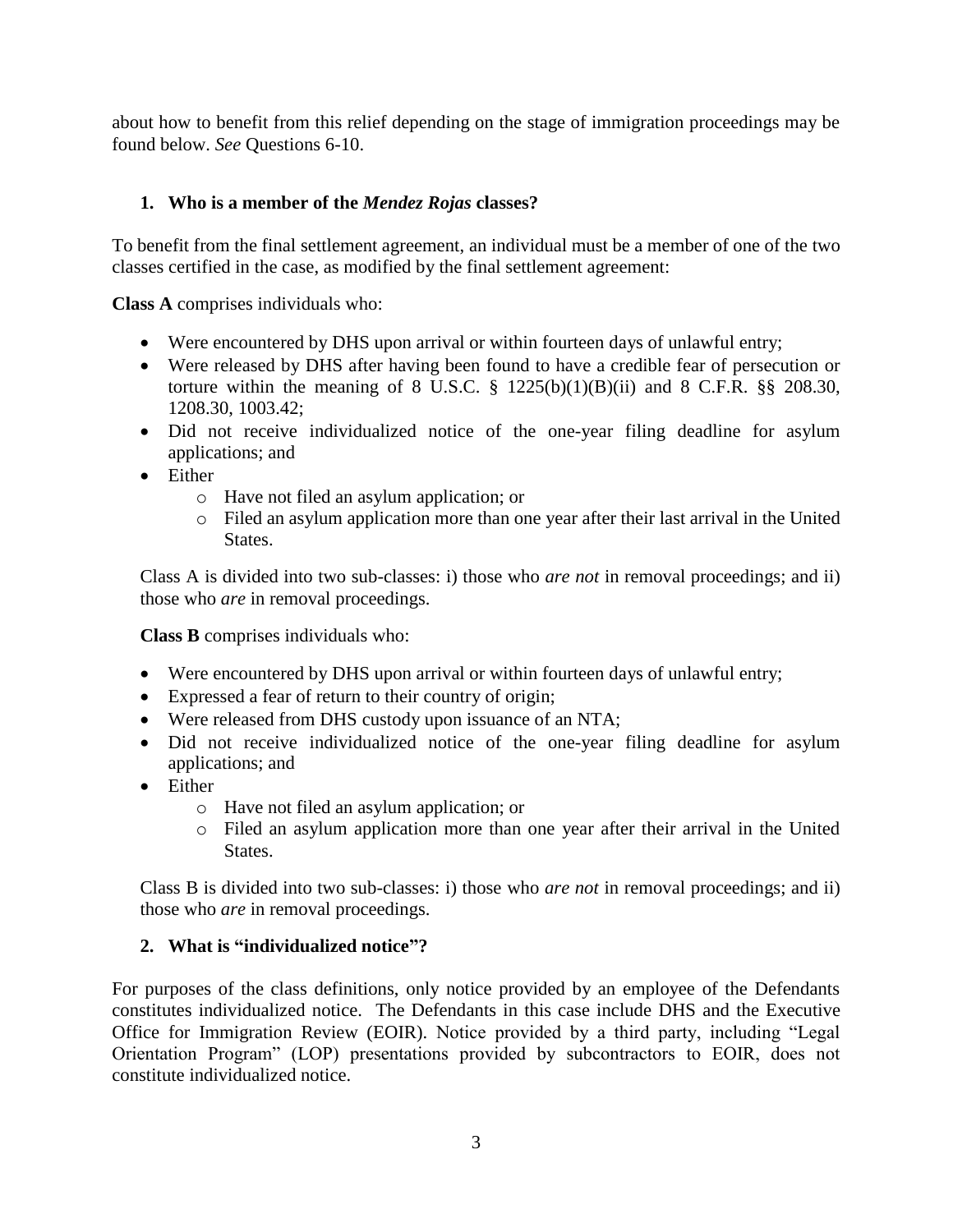about how to benefit from this relief depending on the stage of immigration proceedings may be found below. *See* Questions 6-10.

### 1. Who is a member of the *Mendez Rojas* classes?

To benefit from the final settlement agreement, an individual must be a member of one of the two classes certified in the case, as modified by the final settlement agreement:

**Class A** comprises individuals who:

- Were encountered by DHS upon arrival or within fourteen days of unlawful entry;
- Were released by DHS after having been found to have a credible fear of persecution or torture within the meaning of 8 U.S.C. § 1225(b)(1)(B)(ii) and 8 C.F.R. §§ 208.30, 1208.30, 1003.42;
- Did not receive individualized notice of the one-year filing deadline for asylum applications; and
- Either
  - Have not filed an asylum application; or
  - Filed an asylum application more than one year after their last arrival in the United States.

Class A is divided into two sub-classes: i) those who *are not* in removal proceedings; and ii) those who *are* in removal proceedings.

**Class B** comprises individuals who:

- Were encountered by DHS upon arrival or within fourteen days of unlawful entry;
- Expressed a fear of return to their country of origin;
- Were released from DHS custody upon issuance of an NTA;
- Did not receive individualized notice of the one-year filing deadline for asylum applications; and
- Either
  - Have not filed an asylum application; or
  - Filed an asylum application more than one year after their arrival in the United States.

Class B is divided into two sub-classes: i) those who *are not* in removal proceedings; and ii) those who *are* in removal proceedings.

### 2. What is "individualized notice"?

For purposes of the class definitions, only notice provided by an employee of the Defendants constitutes individualized notice. The Defendants in this case include DHS and the Executive Office for Immigration Review (EOIR). Notice provided by a third party, including "Legal Orientation Program" (LOP) presentations provided by subcontractors to EOIR, does not constitute individualized notice.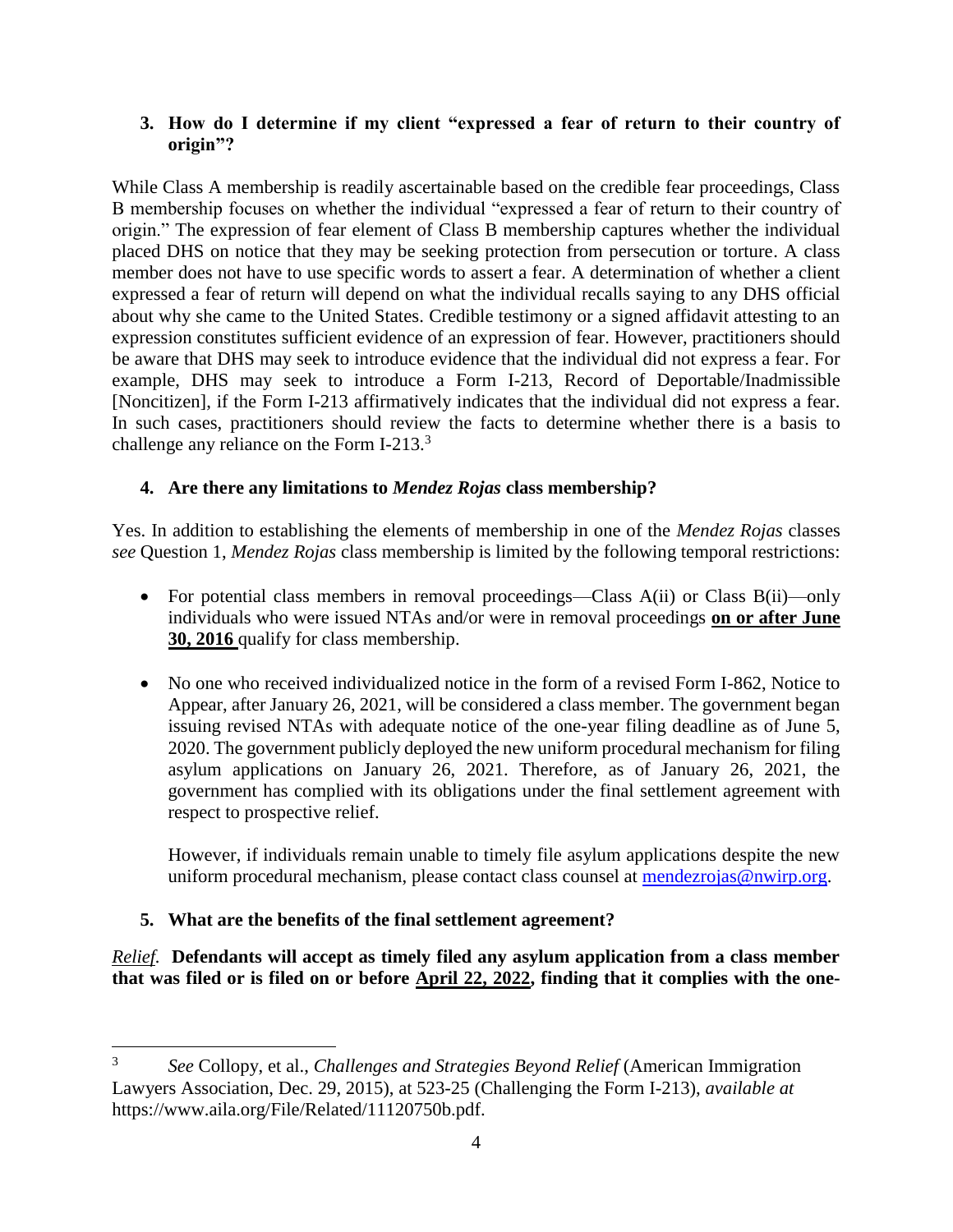### 3. How do I determine if my client "expressed a fear of return to their country of origin"?

While Class A membership is readily ascertainable based on the credible fear proceedings, Class B membership focuses on whether the individual "expressed a fear of return to their country of origin." The expression of fear element of Class B membership captures whether the individual placed DHS on notice that they may be seeking protection from persecution or torture. A class member does not have to use specific words to assert a fear. A determination of whether a client expressed a fear of return will depend on what the individual recalls saying to any DHS official about why she came to the United States. Credible testimony or a signed affidavit attesting to an expression constitutes sufficient evidence of an expression of fear. However, practitioners should be aware that DHS may seek to introduce evidence that the individual did not express a fear. For example, DHS may seek to introduce a Form I-213, Record of Deportable/Inadmissible [Noncitizen], if the Form I-213 affirmatively indicates that the individual did not express a fear. In such cases, practitioners should review the facts to determine whether there is a basis to challenge any reliance on the Form I-213.[3]

### 4. Are there any limitations to *Mendez Rojas* class membership?

Yes. In addition to establishing the elements of membership in one of the *Mendez Rojas* classes *see* Question 1, *Mendez Rojas* class membership is limited by the following temporal restrictions:

- For potential class members in removal proceedings—Class A(ii) or Class B(ii)—only individuals who were issued NTAs and/or were in removal proceedings **on or after June 30, 2016** qualify for class membership.
- No one who received individualized notice in the form of a revised Form I-862, Notice to Appear, after January 26, 2021, will be considered a class member. The government began issuing revised NTAs with adequate notice of the one-year filing deadline as of June 5, 2020. The government publicly deployed the new uniform procedural mechanism for filing asylum applications on January 26, 2021. Therefore, as of January 26, 2021, the government has complied with its obligations under the final settlement agreement with respect to prospective relief.

  However, if individuals remain unable to timely file asylum applications despite the new uniform procedural mechanism, please contact class counsel at mendezrojas@nwirp.org.

### 5. What are the benefits of the final settlement agreement?

*Relief*. **Defendants will accept as timely filed any asylum application from a class member that was filed or is filed on or before April 22, 2022, finding that it complies with the one-**

---

[3] *See* Collopy, et al., *Challenges and Strategies Beyond Relief* (American Immigration Lawyers Association, Dec. 29, 2015), at 523-25 (Challenging the Form I-213), *available at* https://www.aila.org/File/Related/11120750b.pdf.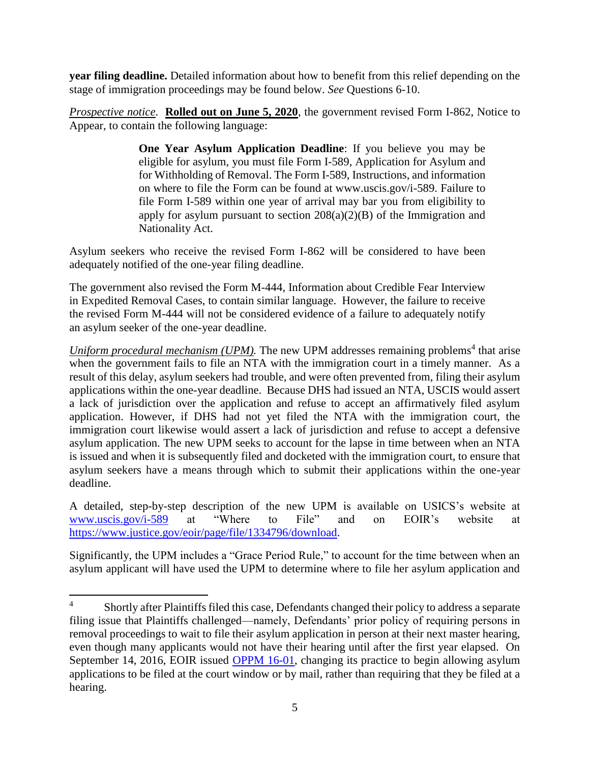**year filing deadline.** Detailed information about how to benefit from this relief depending on the stage of immigration proceedings may be found below. *See* Questions 6-10.

*Prospective notice*. **Rolled out on June 5, 2020**, the government revised Form I-862, Notice to Appear, to contain the following language:

> **One Year Asylum Application Deadline**: If you believe you may be eligible for asylum, you must file Form I-589, Application for Asylum and for Withholding of Removal. The Form I-589, Instructions, and information on where to file the Form can be found at www.uscis.gov/i-589. Failure to file Form I-589 within one year of arrival may bar you from eligibility to apply for asylum pursuant to section 208(a)(2)(B) of the Immigration and Nationality Act.

Asylum seekers who receive the revised Form I-862 will be considered to have been adequately notified of the one-year filing deadline.

The government also revised the Form M-444, Information about Credible Fear Interview in Expedited Removal Cases, to contain similar language. However, the failure to receive the revised Form M-444 will not be considered evidence of a failure to adequately notify an asylum seeker of the one-year deadline.

*Uniform procedural mechanism (UPM).* The new UPM addresses remaining problems[4] that arise when the government fails to file an NTA with the immigration court in a timely manner. As a result of this delay, asylum seekers had trouble, and were often prevented from, filing their asylum applications within the one-year deadline. Because DHS had issued an NTA, USCIS would assert a lack of jurisdiction over the application and refuse to accept an affirmatively filed asylum application. However, if DHS had not yet filed the NTA with the immigration court, the immigration court likewise would assert a lack of jurisdiction and refuse to accept a defensive asylum application. The new UPM seeks to account for the lapse in time between when an NTA is issued and when it is subsequently filed and docketed with the immigration court, to ensure that asylum seekers have a means through which to submit their applications within the one-year deadline.

A detailed, step-by-step description of the new UPM is available on USICS's website at www.uscis.gov/i-589 at "Where to File" and on EOIR's website at https://www.justice.gov/eoir/page/file/1334796/download.

Significantly, the UPM includes a "Grace Period Rule," to account for the time between when an asylum applicant will have used the UPM to determine where to file her asylum application and

---

[4] Shortly after Plaintiffs filed this case, Defendants changed their policy to address a separate filing issue that Plaintiffs challenged—namely, Defendants' prior policy of requiring persons in removal proceedings to wait to file their asylum application in person at their next master hearing, even though many applicants would not have their hearing until after the first year elapsed. On September 14, 2016, EOIR issued OPPM 16-01, changing its practice to begin allowing asylum applications to be filed at the court window or by mail, rather than requiring that they be filed at a hearing.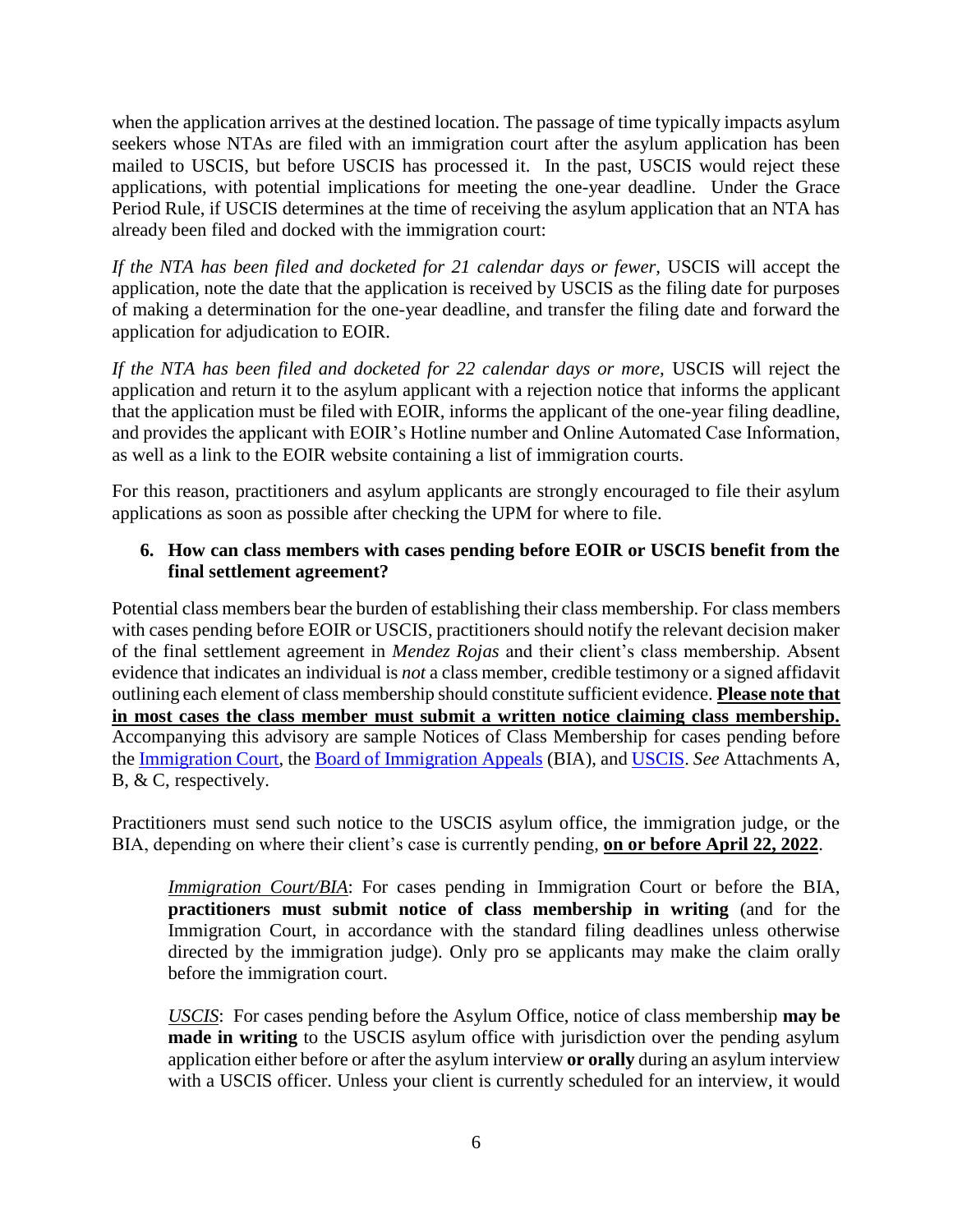when the application arrives at the destined location. The passage of time typically impacts asylum seekers whose NTAs are filed with an immigration court after the asylum application has been mailed to USCIS, but before USCIS has processed it. In the past, USCIS would reject these applications, with potential implications for meeting the one-year deadline. Under the Grace Period Rule, if USCIS determines at the time of receiving the asylum application that an NTA has already been filed and docked with the immigration court:

*If the NTA has been filed and docketed for 21 calendar days or fewer,* USCIS will accept the application, note the date that the application is received by USCIS as the filing date for purposes of making a determination for the one-year deadline, and transfer the filing date and forward the application for adjudication to EOIR.

*If the NTA has been filed and docketed for 22 calendar days or more,* USCIS will reject the application and return it to the asylum applicant with a rejection notice that informs the applicant that the application must be filed with EOIR, informs the applicant of the one-year filing deadline, and provides the applicant with EOIR's Hotline number and Online Automated Case Information, as well as a link to the EOIR website containing a list of immigration courts.

For this reason, practitioners and asylum applicants are strongly encouraged to file their asylum applications as soon as possible after checking the UPM for where to file.

**6. How can class members with cases pending before EOIR or USCIS benefit from the final settlement agreement?**

Potential class members bear the burden of establishing their class membership. For class members with cases pending before EOIR or USCIS, practitioners should notify the relevant decision maker of the final settlement agreement in *Mendez Rojas* and their client's class membership. Absent evidence that indicates an individual is *not* a class member, credible testimony or a signed affidavit outlining each element of class membership should constitute sufficient evidence. **Please note that in most cases the class member must submit a written notice claiming class membership.** Accompanying this advisory are sample Notices of Class Membership for cases pending before the Immigration Court, the Board of Immigration Appeals (BIA), and USCIS. *See* Attachments A, B, & C, respectively.

Practitioners must send such notice to the USCIS asylum office, the immigration judge, or the BIA, depending on where their client's case is currently pending, **on or before April 22, 2022**.

> *Immigration Court/BIA*: For cases pending in Immigration Court or before the BIA, **practitioners must submit notice of class membership in writing** (and for the Immigration Court, in accordance with the standard filing deadlines unless otherwise directed by the immigration judge). Only pro se applicants may make the claim orally before the immigration court.

> *USCIS*: For cases pending before the Asylum Office, notice of class membership **may be made in writing** to the USCIS asylum office with jurisdiction over the pending asylum application either before or after the asylum interview **or orally** during an asylum interview with a USCIS officer. Unless your client is currently scheduled for an interview, it would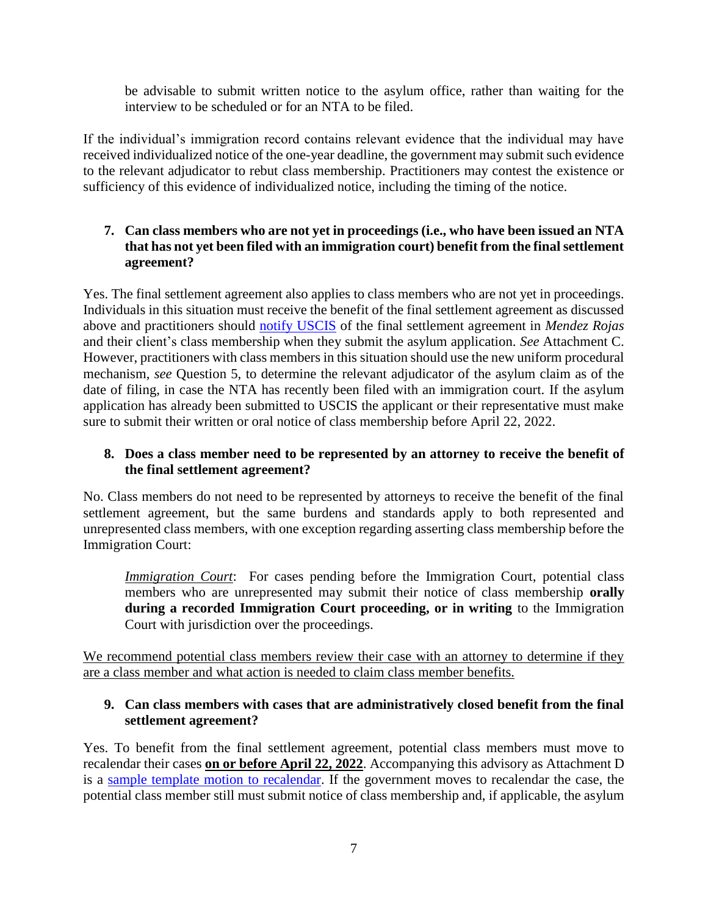be advisable to submit written notice to the asylum office, rather than waiting for the interview to be scheduled or for an NTA to be filed.

If the individual's immigration record contains relevant evidence that the individual may have received individualized notice of the one-year deadline, the government may submit such evidence to the relevant adjudicator to rebut class membership. Practitioners may contest the existence or sufficiency of this evidence of individualized notice, including the timing of the notice.

### 7. Can class members who are not yet in proceedings (i.e., who have been issued an NTA that has not yet been filed with an immigration court) benefit from the final settlement agreement?

Yes. The final settlement agreement also applies to class members who are not yet in proceedings. Individuals in this situation must receive the benefit of the final settlement agreement as discussed above and practitioners should notify USCIS of the final settlement agreement in *Mendez Rojas* and their client's class membership when they submit the asylum application. *See* Attachment C. However, practitioners with class members in this situation should use the new uniform procedural mechanism, *see* Question 5, to determine the relevant adjudicator of the asylum claim as of the date of filing, in case the NTA has recently been filed with an immigration court. If the asylum application has already been submitted to USCIS the applicant or their representative must make sure to submit their written or oral notice of class membership before April 22, 2022.

### 8. Does a class member need to be represented by an attorney to receive the benefit of the final settlement agreement?

No. Class members do not need to be represented by attorneys to receive the benefit of the final settlement agreement, but the same burdens and standards apply to both represented and unrepresented class members, with one exception regarding asserting class membership before the Immigration Court:

> *Immigration Court*: For cases pending before the Immigration Court, potential class members who are unrepresented may submit their notice of class membership **orally during a recorded Immigration Court proceeding, or in writing** to the Immigration Court with jurisdiction over the proceedings.

We recommend potential class members review their case with an attorney to determine if they are a class member and what action is needed to claim class member benefits.

### 9. Can class members with cases that are administratively closed benefit from the final settlement agreement?

Yes. To benefit from the final settlement agreement, potential class members must move to recalendar their cases **on or before April 22, 2022**. Accompanying this advisory as Attachment D is a sample template motion to recalendar. If the government moves to recalendar the case, the potential class member still must submit notice of class membership and, if applicable, the asylum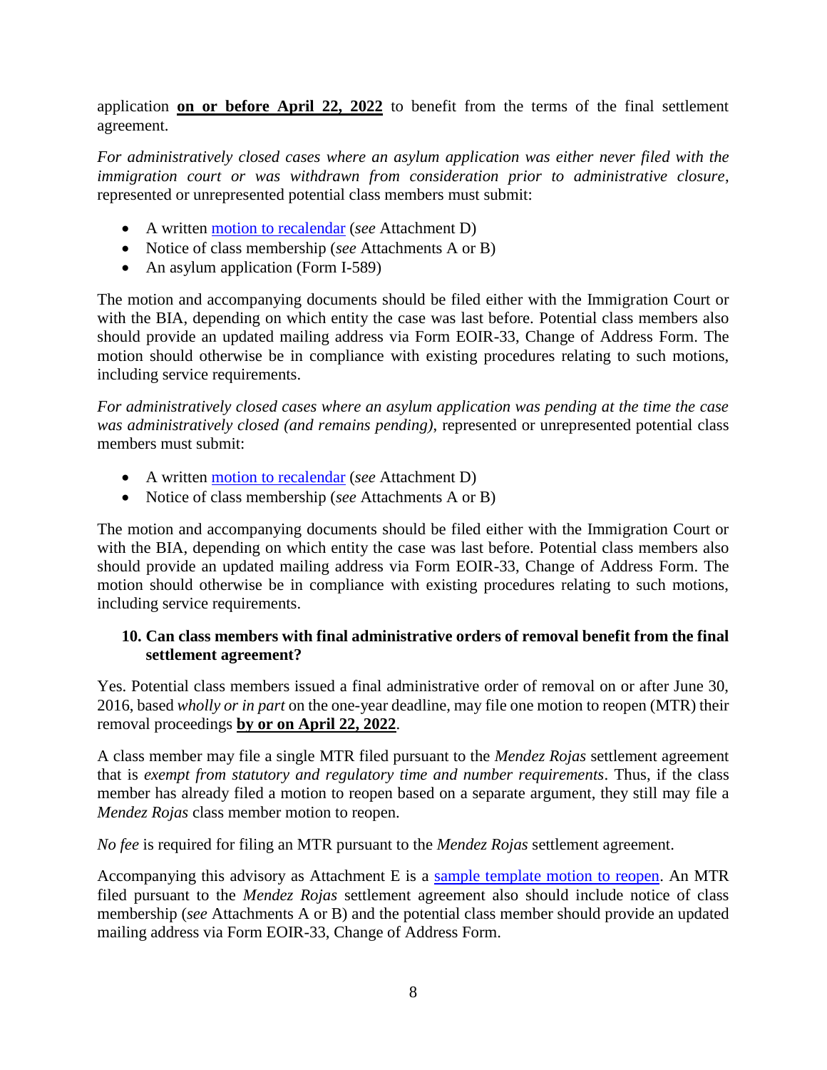application **on or before April 22, 2022** to benefit from the terms of the final settlement agreement.

*For administratively closed cases where an asylum application was either never filed with the immigration court or was withdrawn from consideration prior to administrative closure*, represented or unrepresented potential class members must submit:

- A written motion to recalendar (*see* Attachment D)
- Notice of class membership (*see* Attachments A or B)
- An asylum application (Form I-589)

The motion and accompanying documents should be filed either with the Immigration Court or with the BIA, depending on which entity the case was last before. Potential class members also should provide an updated mailing address via Form EOIR-33, Change of Address Form. The motion should otherwise be in compliance with existing procedures relating to such motions, including service requirements.

*For administratively closed cases where an asylum application was pending at the time the case was administratively closed (and remains pending)*, represented or unrepresented potential class members must submit:

- A written motion to recalendar (*see* Attachment D)
- Notice of class membership (*see* Attachments A or B)

The motion and accompanying documents should be filed either with the Immigration Court or with the BIA, depending on which entity the case was last before. Potential class members also should provide an updated mailing address via Form EOIR-33, Change of Address Form. The motion should otherwise be in compliance with existing procedures relating to such motions, including service requirements.

### 10. Can class members with final administrative orders of removal benefit from the final settlement agreement?

Yes. Potential class members issued a final administrative order of removal on or after June 30, 2016, based *wholly or in part* on the one-year deadline, may file one motion to reopen (MTR) their removal proceedings **by or on April 22, 2022**.

A class member may file a single MTR filed pursuant to the *Mendez Rojas* settlement agreement that is *exempt from statutory and regulatory time and number requirements*. Thus, if the class member has already filed a motion to reopen based on a separate argument, they still may file a *Mendez Rojas* class member motion to reopen.

*No fee* is required for filing an MTR pursuant to the *Mendez Rojas* settlement agreement.

Accompanying this advisory as Attachment E is a sample template motion to reopen. An MTR filed pursuant to the *Mendez Rojas* settlement agreement also should include notice of class membership (*see* Attachments A or B) and the potential class member should provide an updated mailing address via Form EOIR-33, Change of Address Form.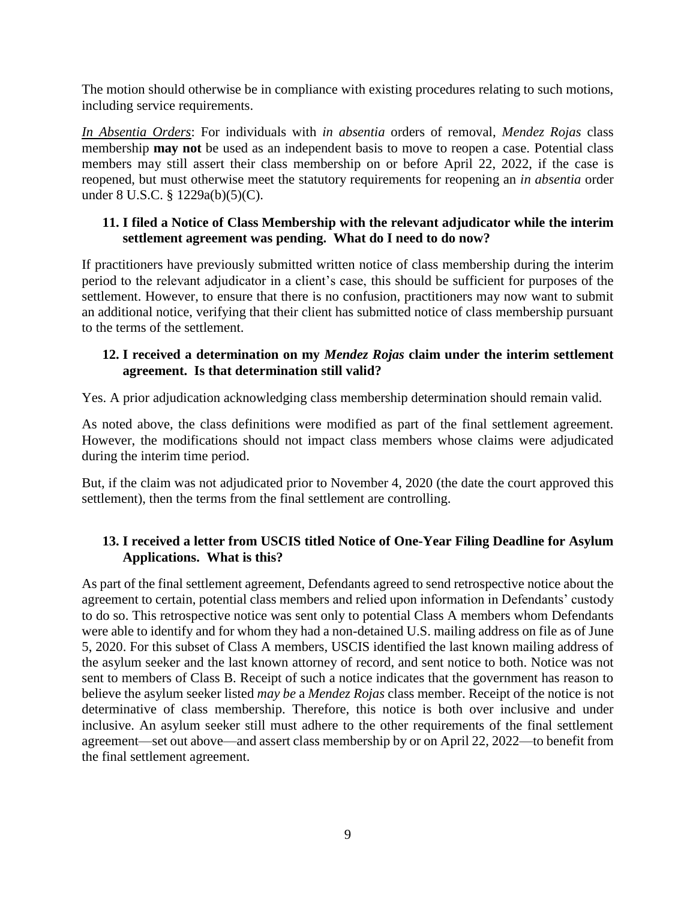The motion should otherwise be in compliance with existing procedures relating to such motions, including service requirements.

***In Absentia Orders***: For individuals with *in absentia* orders of removal, *Mendez Rojas* class membership **may not** be used as an independent basis to move to reopen a case. Potential class members may still assert their class membership on or before April 22, 2022, if the case is reopened, but must otherwise meet the statutory requirements for reopening an *in absentia* order under 8 U.S.C. § 1229a(b)(5)(C).

### 11. I filed a Notice of Class Membership with the relevant adjudicator while the interim settlement agreement was pending. What do I need to do now?

If practitioners have previously submitted written notice of class membership during the interim period to the relevant adjudicator in a client's case, this should be sufficient for purposes of the settlement. However, to ensure that there is no confusion, practitioners may now want to submit an additional notice, verifying that their client has submitted notice of class membership pursuant to the terms of the settlement.

### 12. I received a determination on my *Mendez Rojas* claim under the interim settlement agreement. Is that determination still valid?

Yes. A prior adjudication acknowledging class membership determination should remain valid.

As noted above, the class definitions were modified as part of the final settlement agreement. However, the modifications should not impact class members whose claims were adjudicated during the interim time period.

But, if the claim was not adjudicated prior to November 4, 2020 (the date the court approved this settlement), then the terms from the final settlement are controlling.

### 13. I received a letter from USCIS titled Notice of One-Year Filing Deadline for Asylum Applications. What is this?

As part of the final settlement agreement, Defendants agreed to send retrospective notice about the agreement to certain, potential class members and relied upon information in Defendants' custody to do so. This retrospective notice was sent only to potential Class A members whom Defendants were able to identify and for whom they had a non-detained U.S. mailing address on file as of June 5, 2020. For this subset of Class A members, USCIS identified the last known mailing address of the asylum seeker and the last known attorney of record, and sent notice to both. Notice was not sent to members of Class B. Receipt of such a notice indicates that the government has reason to believe the asylum seeker listed *may be* a *Mendez Rojas* class member. Receipt of the notice is not determinative of class membership. Therefore, this notice is both over inclusive and under inclusive. An asylum seeker still must adhere to the other requirements of the final settlement agreement—set out above—and assert class membership by or on April 22, 2022—to benefit from the final settlement agreement.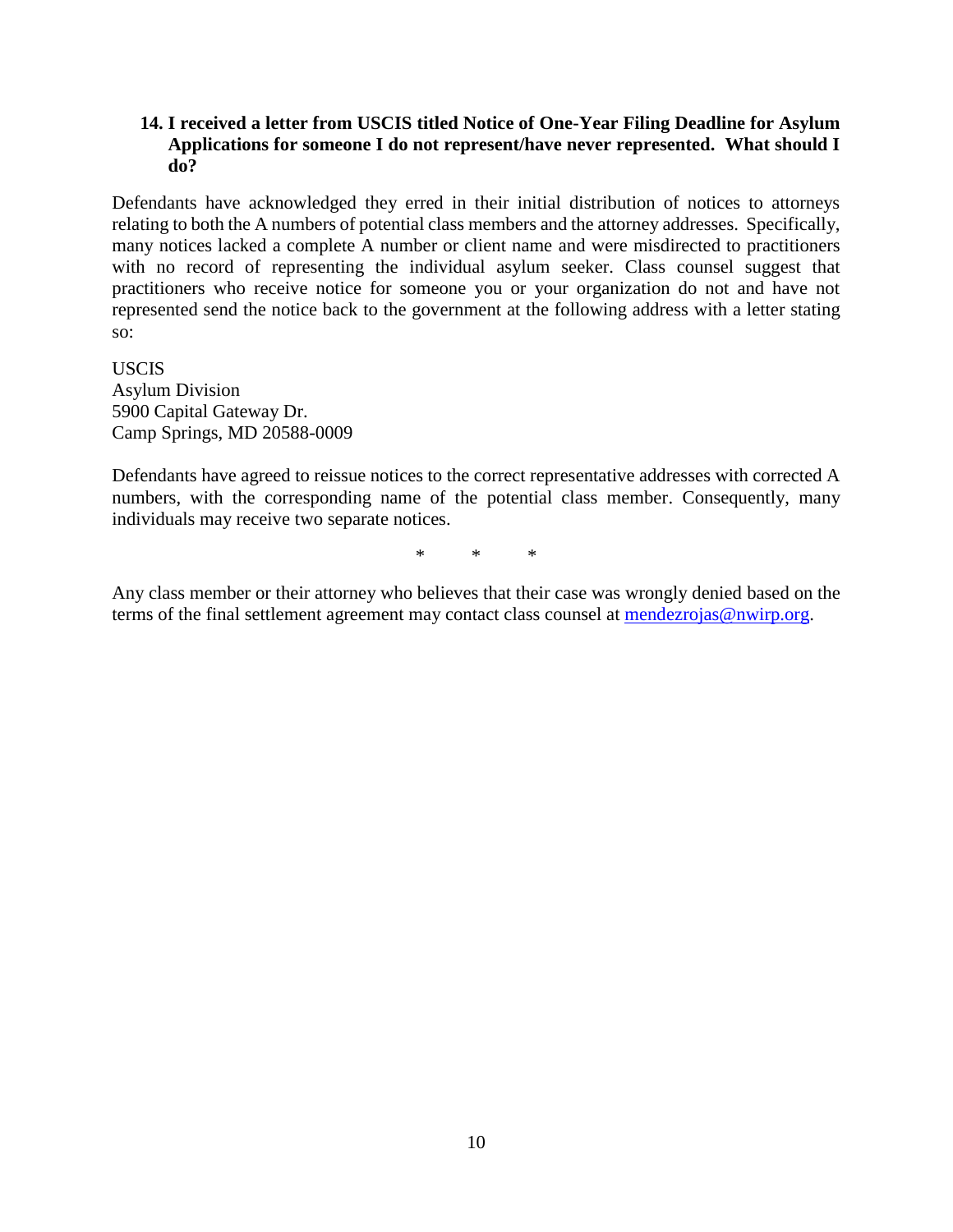**14. I received a letter from USCIS titled Notice of One-Year Filing Deadline for Asylum Applications for someone I do not represent/have never represented. What should I do?**

Defendants have acknowledged they erred in their initial distribution of notices to attorneys relating to both the A numbers of potential class members and the attorney addresses. Specifically, many notices lacked a complete A number or client name and were misdirected to practitioners with no record of representing the individual asylum seeker. Class counsel suggest that practitioners who receive notice for someone you or your organization do not and have not represented send the notice back to the government at the following address with a letter stating so:

USCIS
Asylum Division
5900 Capital Gateway Dr.
Camp Springs, MD 20588-0009

Defendants have agreed to reissue notices to the correct representative addresses with corrected A numbers, with the corresponding name of the potential class member. Consequently, many individuals may receive two separate notices.

\* \* \*

Any class member or their attorney who believes that their case was wrongly denied based on the terms of the final settlement agreement may contact class counsel at mendezrojas@nwirp.org.